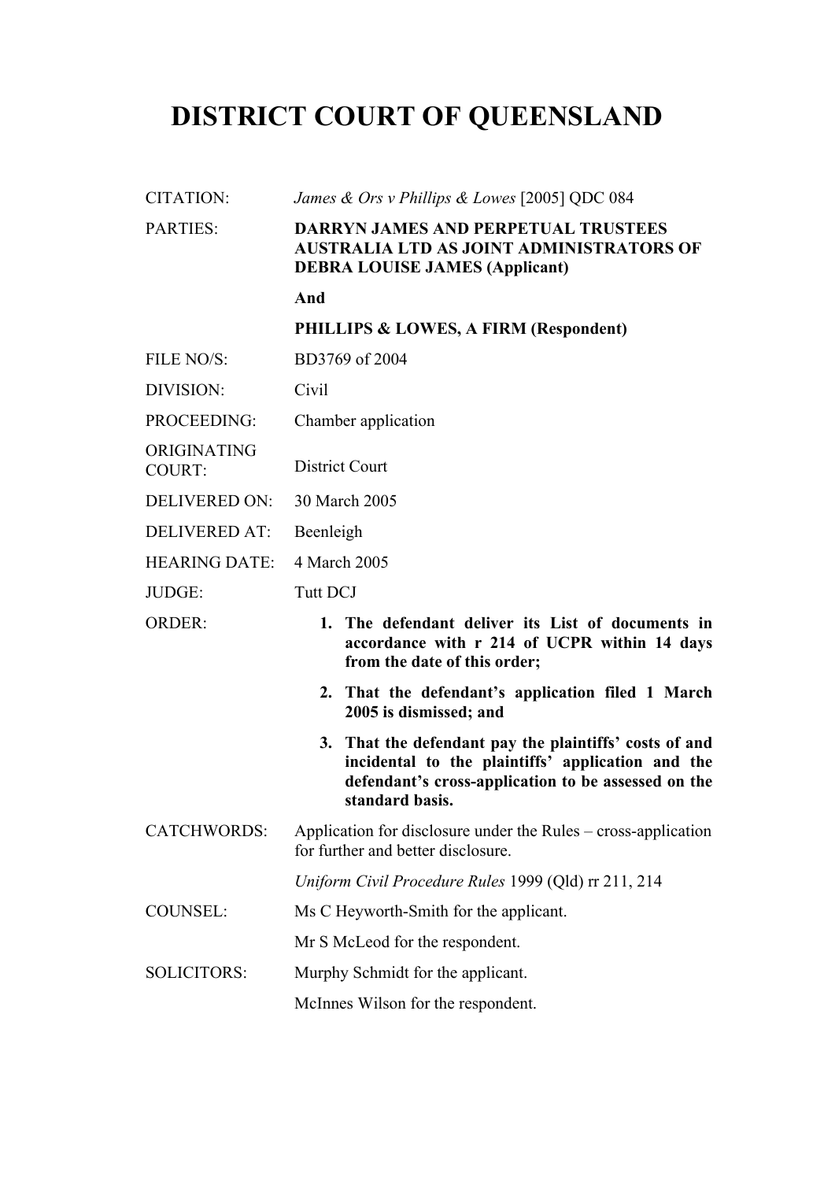# DISTRICT COURT OF QUEENSLAND

| | |
|---|---|
| CITATION: | *James & Ors v Phillips & Lowes* [2005] QDC 084 |
| PARTIES: | **DARRYN JAMES AND PERPETUAL TRUSTEES AUSTRALIA LTD AS JOINT ADMINISTRATORS OF DEBRA LOUISE JAMES (Applicant)** |
| | **And** |
| | **PHILLIPS & LOWES, A FIRM (Respondent)** |
| FILE NO/S: | BD3769 of 2004 |
| DIVISION: | Civil |
| PROCEEDING: | Chamber application |
| ORIGINATING COURT: | District Court |
| DELIVERED ON: | 30 March 2005 |
| DELIVERED AT: | Beenleigh |
| HEARING DATE: | 4 March 2005 |
| JUDGE: | Tutt DCJ |
| ORDER: | **1. The defendant deliver its List of documents in accordance with r 214 of UCPR within 14 days from the date of this order;** |
| | **2. That the defendant's application filed 1 March 2005 is dismissed; and** |
| | **3. That the defendant pay the plaintiffs' costs of and incidental to the plaintiffs' application and the defendant's cross-application to be assessed on the standard basis.** |
| CATCHWORDS: | Application for disclosure under the Rules – cross-application for further and better disclosure. |
| | *Uniform Civil Procedure Rules* 1999 (Qld) rr 211, 214 |
| COUNSEL: | Ms C Heyworth-Smith for the applicant. |
| | Mr S McLeod for the respondent. |
| SOLICITORS: | Murphy Schmidt for the applicant. |
| | McInnes Wilson for the respondent. |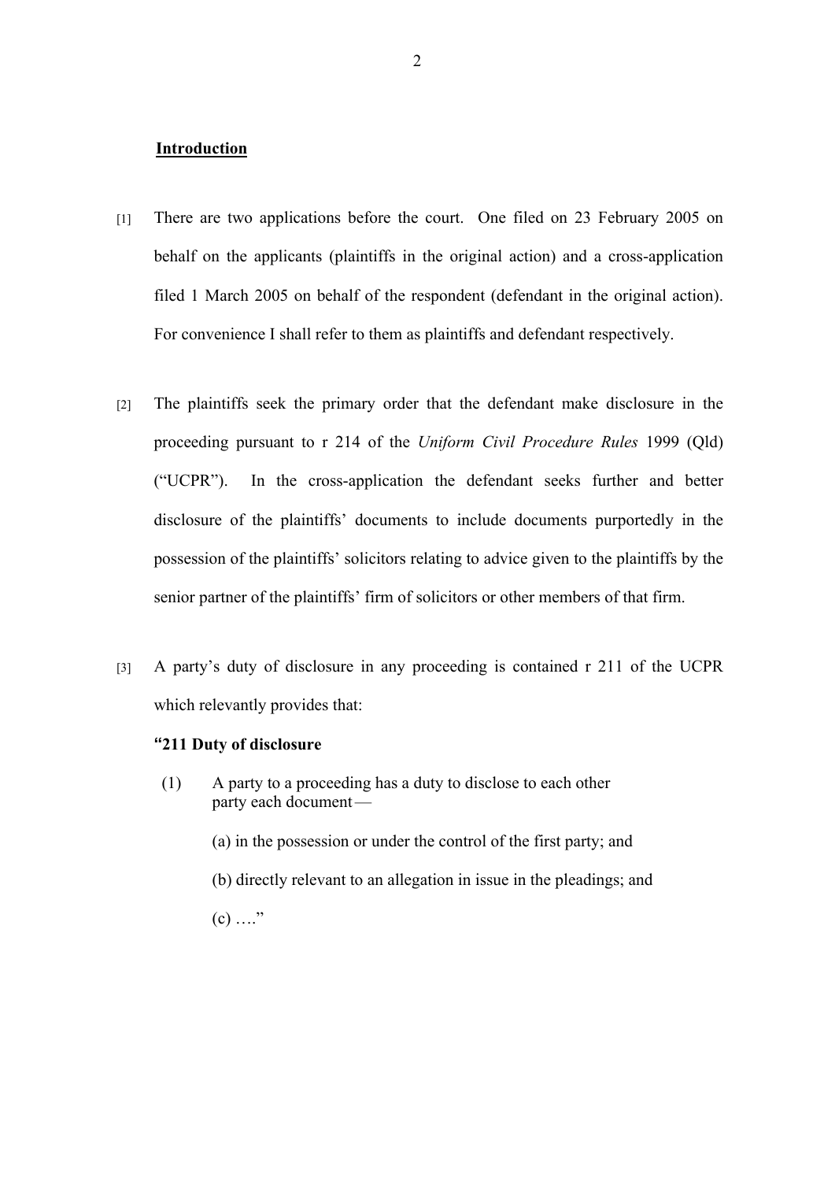**Introduction**

[1] There are two applications before the court. One filed on 23 February 2005 on behalf on the applicants (plaintiffs in the original action) and a cross-application filed 1 March 2005 on behalf of the respondent (defendant in the original action). For convenience I shall refer to them as plaintiffs and defendant respectively.

[2] The plaintiffs seek the primary order that the defendant make disclosure in the proceeding pursuant to r 214 of the *Uniform Civil Procedure Rules* 1999 (Qld) ("UCPR"). In the cross-application the defendant seeks further and better disclosure of the plaintiffs' documents to include documents purportedly in the possession of the plaintiffs' solicitors relating to advice given to the plaintiffs by the senior partner of the plaintiffs' firm of solicitors or other members of that firm.

[3] A party's duty of disclosure in any proceeding is contained r 211 of the UCPR which relevantly provides that:

> **"211 Duty of disclosure**
>
> (1) A party to a proceeding has a duty to disclose to each other party each document—
>
> (a) in the possession or under the control of the first party; and
>
> (b) directly relevant to an allegation in issue in the pleadings; and
>
> (c) …."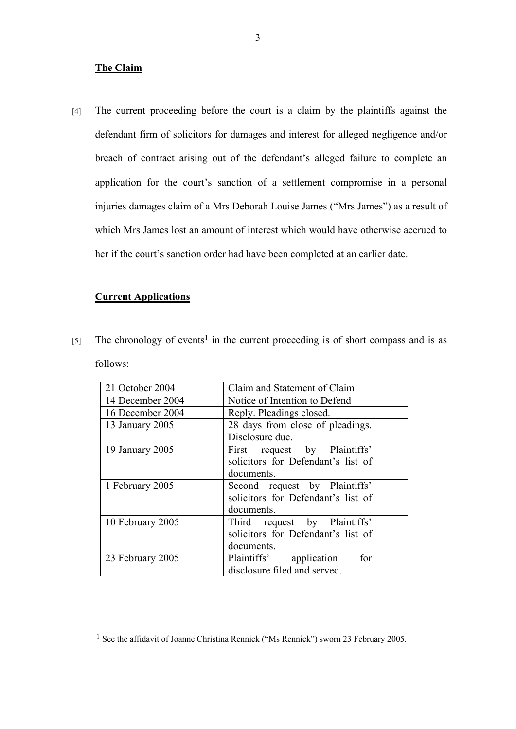**The Claim**

[4] The current proceeding before the court is a claim by the plaintiffs against the defendant firm of solicitors for damages and interest for alleged negligence and/or breach of contract arising out of the defendant's alleged failure to complete an application for the court's sanction of a settlement compromise in a personal injuries damages claim of a Mrs Deborah Louise James ("Mrs James") as a result of which Mrs James lost an amount of interest which would have otherwise accrued to her if the court's sanction order had have been completed at an earlier date.

**Current Applications**

[5] The chronology of events[1] in the current proceeding is of short compass and is as follows:

| | |
|---|---|
| 21 October 2004 | Claim and Statement of Claim |
| 14 December 2004 | Notice of Intention to Defend |
| 16 December 2004 | Reply. Pleadings closed. |
| 13 January 2005 | 28 days from close of pleadings. Disclosure due. |
| 19 January 2005 | First request by Plaintiffs' solicitors for Defendant's list of documents. |
| 1 February 2005 | Second request by Plaintiffs' solicitors for Defendant's list of documents. |
| 10 February 2005 | Third request by Plaintiffs' solicitors for Defendant's list of documents. |
| 23 February 2005 | Plaintiffs' application for disclosure filed and served. |

[1] See the affidavit of Joanne Christina Rennick ("Ms Rennick") sworn 23 February 2005.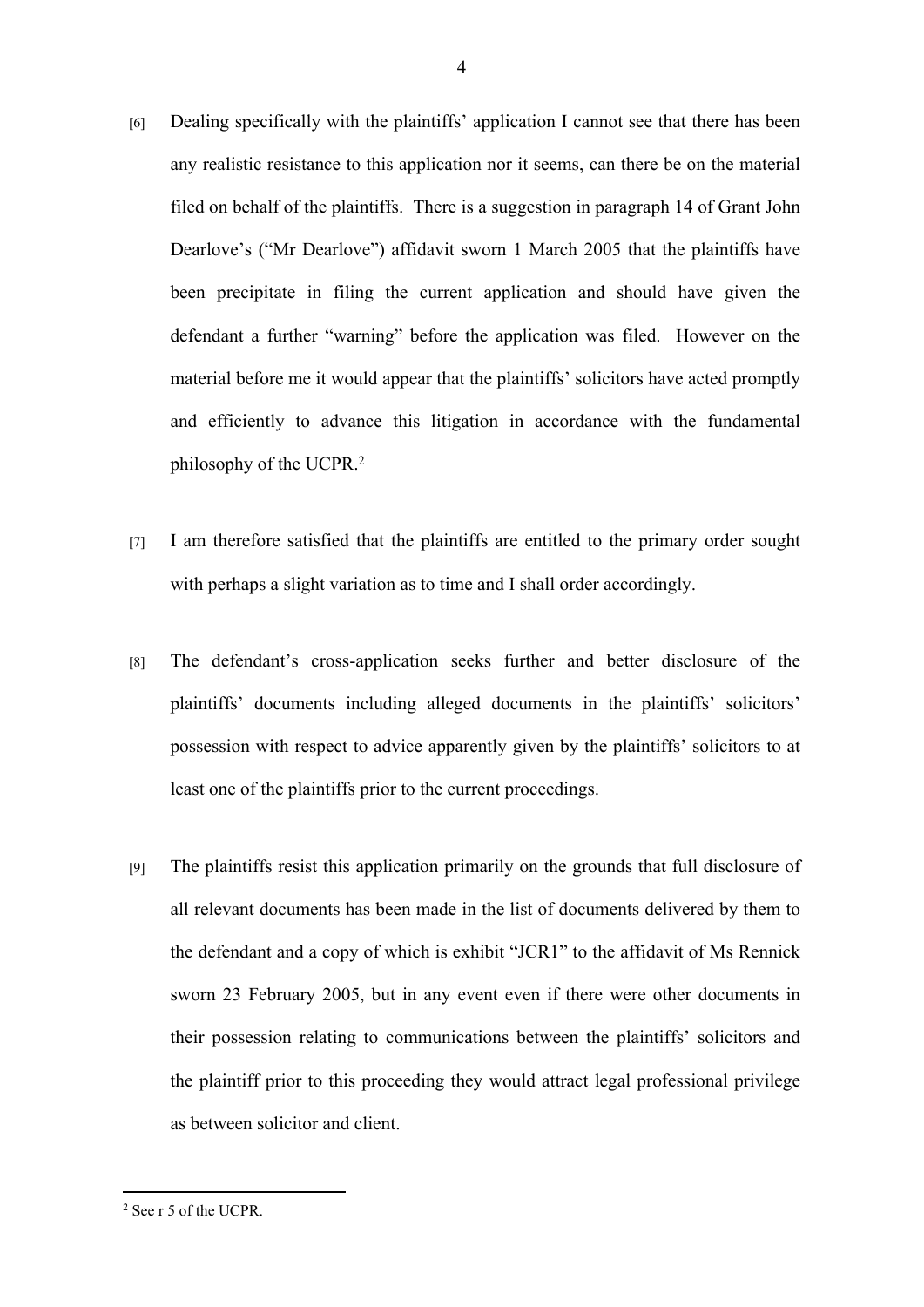[6] Dealing specifically with the plaintiffs' application I cannot see that there has been any realistic resistance to this application nor it seems, can there be on the material filed on behalf of the plaintiffs. There is a suggestion in paragraph 14 of Grant John Dearlove's ("Mr Dearlove") affidavit sworn 1 March 2005 that the plaintiffs have been precipitate in filing the current application and should have given the defendant a further "warning" before the application was filed. However on the material before me it would appear that the plaintiffs' solicitors have acted promptly and efficiently to advance this litigation in accordance with the fundamental philosophy of the UCPR.[2]

[7] I am therefore satisfied that the plaintiffs are entitled to the primary order sought with perhaps a slight variation as to time and I shall order accordingly.

[8] The defendant's cross-application seeks further and better disclosure of the plaintiffs' documents including alleged documents in the plaintiffs' solicitors' possession with respect to advice apparently given by the plaintiffs' solicitors to at least one of the plaintiffs prior to the current proceedings.

[9] The plaintiffs resist this application primarily on the grounds that full disclosure of all relevant documents has been made in the list of documents delivered by them to the defendant and a copy of which is exhibit "JCR1" to the affidavit of Ms Rennick sworn 23 February 2005, but in any event even if there were other documents in their possession relating to communications between the plaintiffs' solicitors and the plaintiff prior to this proceeding they would attract legal professional privilege as between solicitor and client.

---

[2] See r 5 of the UCPR.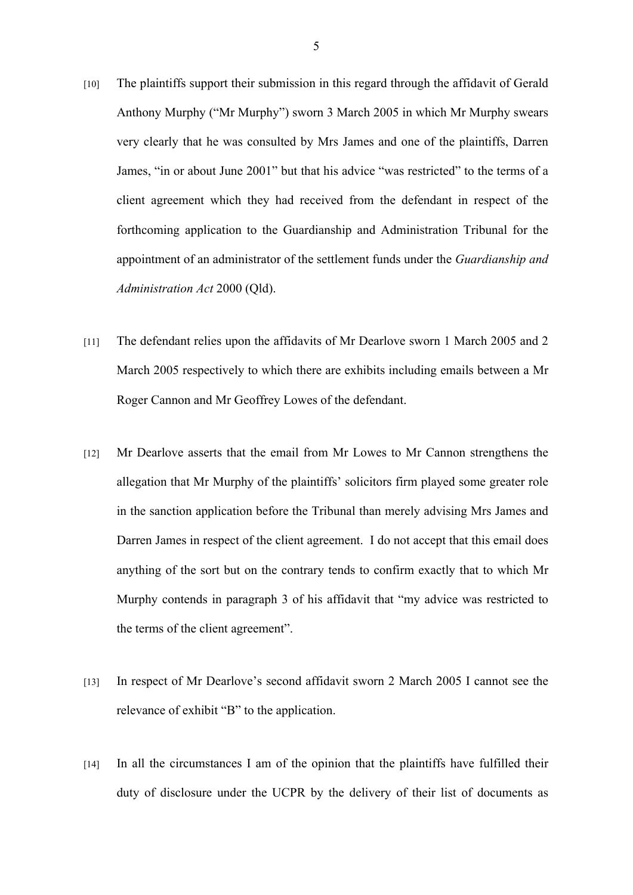[10] The plaintiffs support their submission in this regard through the affidavit of Gerald Anthony Murphy ("Mr Murphy") sworn 3 March 2005 in which Mr Murphy swears very clearly that he was consulted by Mrs James and one of the plaintiffs, Darren James, "in or about June 2001" but that his advice "was restricted" to the terms of a client agreement which they had received from the defendant in respect of the forthcoming application to the Guardianship and Administration Tribunal for the appointment of an administrator of the settlement funds under the *Guardianship and Administration Act* 2000 (Qld).

[11] The defendant relies upon the affidavits of Mr Dearlove sworn 1 March 2005 and 2 March 2005 respectively to which there are exhibits including emails between a Mr Roger Cannon and Mr Geoffrey Lowes of the defendant.

[12] Mr Dearlove asserts that the email from Mr Lowes to Mr Cannon strengthens the allegation that Mr Murphy of the plaintiffs' solicitors firm played some greater role in the sanction application before the Tribunal than merely advising Mrs James and Darren James in respect of the client agreement. I do not accept that this email does anything of the sort but on the contrary tends to confirm exactly that to which Mr Murphy contends in paragraph 3 of his affidavit that "my advice was restricted to the terms of the client agreement".

[13] In respect of Mr Dearlove's second affidavit sworn 2 March 2005 I cannot see the relevance of exhibit "B" to the application.

[14] In all the circumstances I am of the opinion that the plaintiffs have fulfilled their duty of disclosure under the UCPR by the delivery of their list of documents as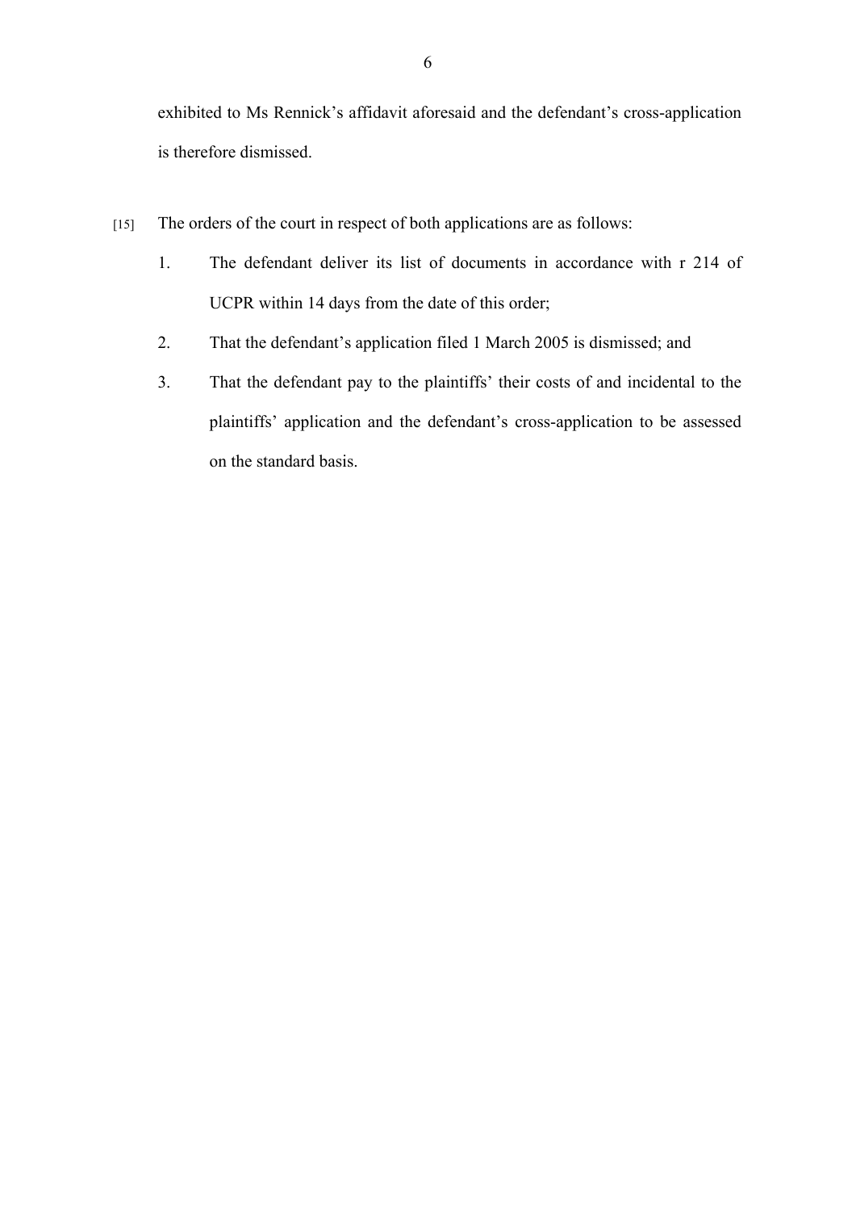exhibited to Ms Rennick's affidavit aforesaid and the defendant's cross-application is therefore dismissed.

[15] The orders of the court in respect of both applications are as follows:

1. The defendant deliver its list of documents in accordance with r 214 of UCPR within 14 days from the date of this order;

2. That the defendant's application filed 1 March 2005 is dismissed; and

3. That the defendant pay to the plaintiffs' their costs of and incidental to the plaintiffs' application and the defendant's cross-application to be assessed on the standard basis.